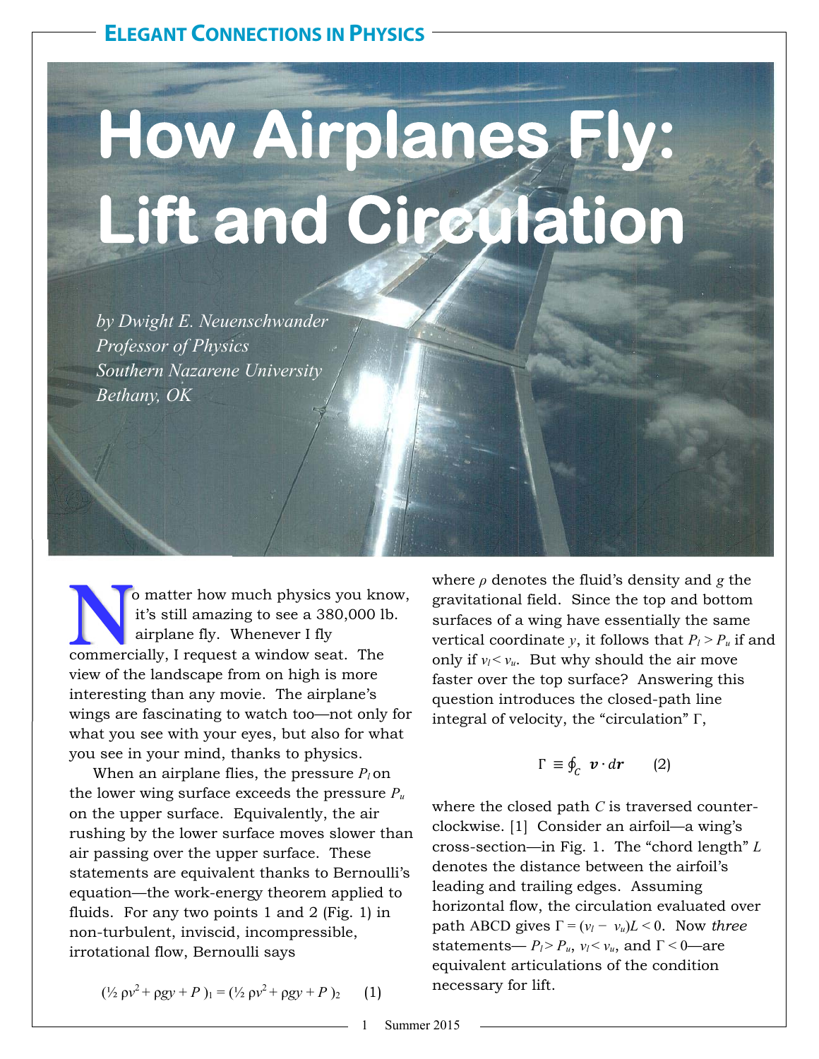# How Airplanes Fly: Lift and Circulation

*by Dwight E. Neuenschwander*
*Professor of Physics*
*Southern Nazarene University*
*Bethany, OK*

No matter how much physics you know, it's still amazing to see a 380,000 lb. airplane fly. Whenever I fly commercially, I request a window seat. The view of the landscape from on high is more interesting than any movie. The airplane's wings are fascinating to watch too—not only for what you see with your eyes, but also for what you see in your mind, thanks to physics.

When an airplane flies, the pressure $P_l$ on the lower wing surface exceeds the pressure $P_u$ on the upper surface. Equivalently, the air rushing by the lower surface moves slower than air passing over the upper surface. These statements are equivalent thanks to Bernoulli's equation—the work-energy theorem applied to fluids. For any two points 1 and 2 (Fig. 1) in non-turbulent, inviscid, incompressible, irrotational flow, Bernoulli says

$$(\tfrac{1}{2}\rho v^2 + \rho g y + P)_1 = (\tfrac{1}{2}\rho v^2 + \rho g y + P)_2 \qquad (1)$$

where $\rho$ denotes the fluid's density and $g$ the gravitational field. Since the top and bottom surfaces of a wing have essentially the same vertical coordinate $y$, it follows that $P_l > P_u$ if and only if $v_l < v_u$. But why should the air move faster over the top surface? Answering this question introduces the closed-path line integral of velocity, the "circulation" $\Gamma$,

$$\Gamma \equiv \oint_C \boldsymbol{v} \cdot d\boldsymbol{r} \qquad (2)$$

where the closed path $C$ is traversed counter-clockwise. [1] Consider an airfoil—a wing's cross-section—in Fig. 1. The "chord length" $L$ denotes the distance between the airfoil's leading and trailing edges. Assuming horizontal flow, the circulation evaluated over path ABCD gives $\Gamma = (v_l - v_u)L < 0$. Now *three* statements— $P_l > P_u$, $v_l < v_u$, and $\Gamma < 0$—are equivalent articulations of the condition necessary for lift.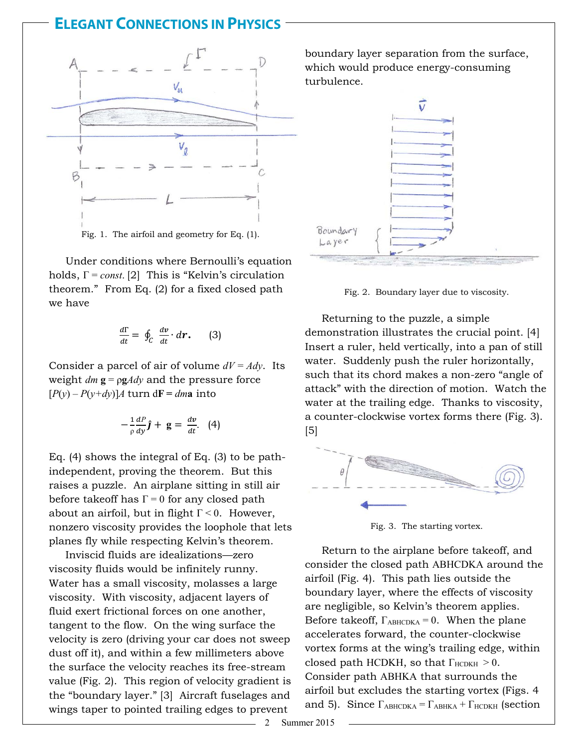Fig. 1. The airfoil and geometry for Eq. (1).

Under conditions where Bernoulli's equation holds, $\Gamma = const.$ [2] This is "Kelvin's circulation theorem." From Eq. (2) for a fixed closed path we have

$$\frac{d\Gamma}{dt} = \oint_C \frac{d\boldsymbol{v}}{dt} \cdot d\boldsymbol{r}. \quad (3)$$

Consider a parcel of air of volume $dV = Ady$. Its weight $dm\,\mathbf{g} = \rho\mathbf{g}Ady$ and the pressure force $[P(y) - P(y+dy)]A$ turn $d\mathbf{F} = dm\mathbf{a}$ into

$$-\frac{1}{\rho}\frac{dP}{dy}\hat{\boldsymbol{j}} + \mathbf{g} = \frac{d\boldsymbol{v}}{dt}. \quad (4)$$

Eq. (4) shows the integral of Eq. (3) to be path-independent, proving the theorem. But this raises a puzzle. An airplane sitting in still air before takeoff has $\Gamma = 0$ for any closed path about an airfoil, but in flight $\Gamma < 0$. However, nonzero viscosity provides the loophole that lets planes fly while respecting Kelvin's theorem.

Inviscid fluids are idealizations—zero viscosity fluids would be infinitely runny. Water has a small viscosity, molasses a large viscosity. With viscosity, adjacent layers of fluid exert frictional forces on one another, tangent to the flow. On the wing surface the velocity is zero (driving your car does not sweep dust off it), and within a few millimeters above the surface the velocity reaches its free-stream value (Fig. 2). This region of velocity gradient is the "boundary layer." [3] Aircraft fuselages and wings taper to pointed trailing edges to prevent boundary layer separation from the surface, which would produce energy-consuming turbulence.

Fig. 2. Boundary layer due to viscosity.

Returning to the puzzle, a simple demonstration illustrates the crucial point. [4] Insert a ruler, held vertically, into a pan of still water. Suddenly push the ruler horizontally, such that its chord makes a non-zero "angle of attack" with the direction of motion. Watch the water at the trailing edge. Thanks to viscosity, a counter-clockwise vortex forms there (Fig. 3). [5]

Fig. 3. The starting vortex.

Return to the airplane before takeoff, and consider the closed path ABHCDKA around the airfoil (Fig. 4). This path lies outside the boundary layer, where the effects of viscosity are negligible, so Kelvin's theorem applies. Before takeoff, $\Gamma_{ABHCDKA} = 0$. When the plane accelerates forward, the counter-clockwise vortex forms at the wing's trailing edge, within closed path HCDKH, so that $\Gamma_{HCDKH} > 0$. Consider path ABHKA that surrounds the airfoil but excludes the starting vortex (Figs. 4 and 5). Since $\Gamma_{ABHCDKA} = \Gamma_{ABHKA} + \Gamma_{HCDKH}$ (section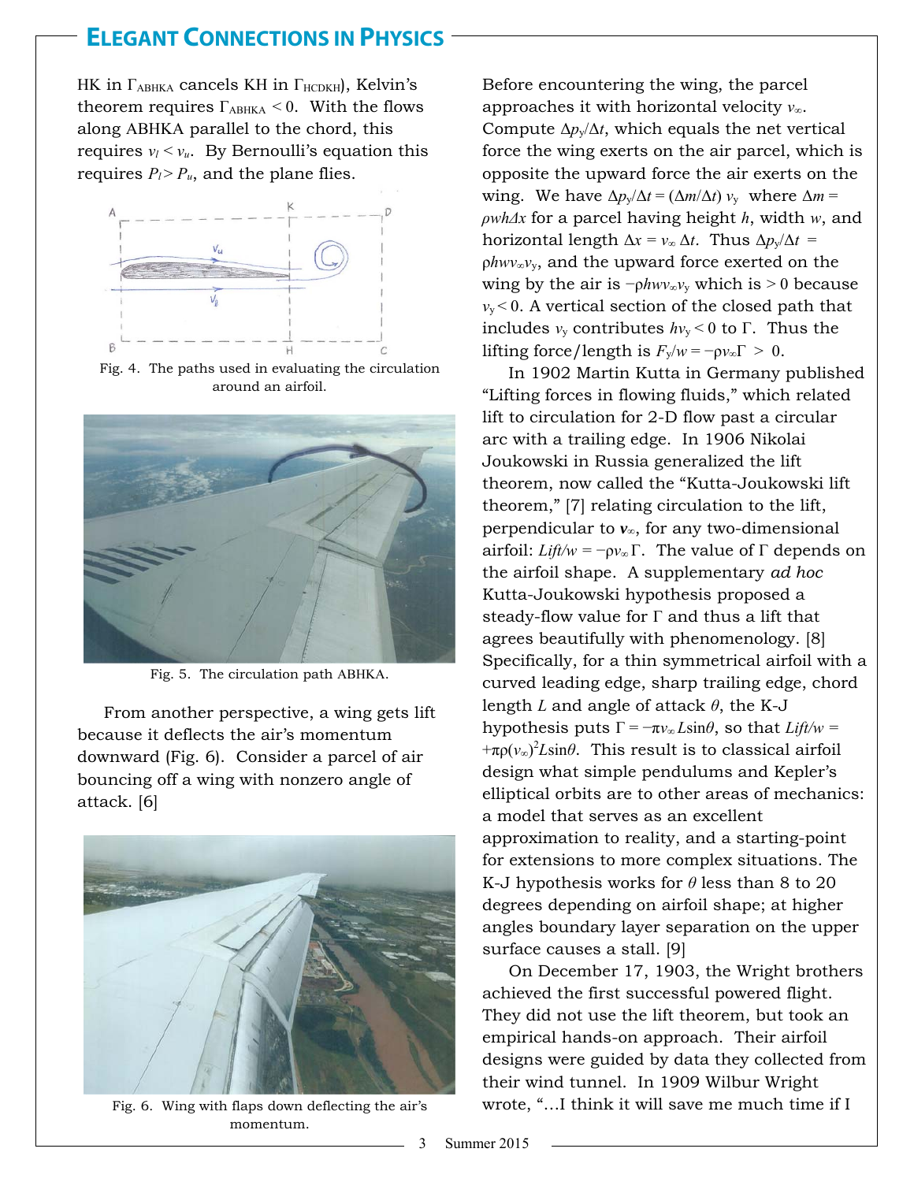HK in $\Gamma_{ABHKA}$ cancels KH in $\Gamma_{HCDKH}$), Kelvin's theorem requires $\Gamma_{ABHKA} < 0$. With the flows along ABHKA parallel to the chord, this requires $v_l < v_u$. By Bernoulli's equation this requires $P_l > P_u$, and the plane flies.

Fig. 4. The paths used in evaluating the circulation around an airfoil.

Fig. 5. The circulation path ABHKA.

From another perspective, a wing gets lift because it deflects the air's momentum downward (Fig. 6). Consider a parcel of air bouncing off a wing with nonzero angle of attack. [6]

Fig. 6. Wing with flaps down deflecting the air's momentum.

Before encountering the wing, the parcel approaches it with horizontal velocity $v_\infty$. Compute $\Delta p_y/\Delta t$, which equals the net vertical force the wing exerts on the air parcel, which is opposite the upward force the air exerts on the wing. We have $\Delta p_y/\Delta t = (\Delta m/\Delta t)\, v_y$ where $\Delta m = \rho w h \Delta x$ for a parcel having height $h$, width $w$, and horizontal length $\Delta x = v_\infty \Delta t$. Thus $\Delta p_y/\Delta t = \rho h w v_\infty v_y$, and the upward force exerted on the wing by the air is $-\rho h w v_\infty v_y$ which is $> 0$ because $v_y < 0$. A vertical section of the closed path that includes $v_y$ contributes $h v_y < 0$ to $\Gamma$. Thus the lifting force/length is $F_y/w = -\rho v_\infty \Gamma > 0$.

In 1902 Martin Kutta in Germany published "Lifting forces in flowing fluids," which related lift to circulation for 2-D flow past a circular arc with a trailing edge. In 1906 Nikolai Joukowski in Russia generalized the lift theorem, now called the "Kutta-Joukowski lift theorem," [7] relating circulation to the lift, perpendicular to $\boldsymbol{v}_\infty$, for any two-dimensional airfoil: $Lift/w = -\rho v_\infty \Gamma$. The value of $\Gamma$ depends on the airfoil shape. A supplementary *ad hoc* Kutta-Joukowski hypothesis proposed a steady-flow value for $\Gamma$ and thus a lift that agrees beautifully with phenomenology. [8] Specifically, for a thin symmetrical airfoil with a curved leading edge, sharp trailing edge, chord length $L$ and angle of attack $\theta$, the K-J hypothesis puts $\Gamma = -\pi v_\infty L \sin\theta$, so that $Lift/w = +\pi\rho(v_\infty)^2 L \sin\theta$. This result is to classical airfoil design what simple pendulums and Kepler's elliptical orbits are to other areas of mechanics: a model that serves as an excellent approximation to reality, and a starting-point for extensions to more complex situations. The K-J hypothesis works for $\theta$ less than 8 to 20 degrees depending on airfoil shape; at higher angles boundary layer separation on the upper surface causes a stall. [9]

On December 17, 1903, the Wright brothers achieved the first successful powered flight. They did not use the lift theorem, but took an empirical hands-on approach. Their airfoil designs were guided by data they collected from their wind tunnel. In 1909 Wilbur Wright wrote, "…I think it will save me much time if I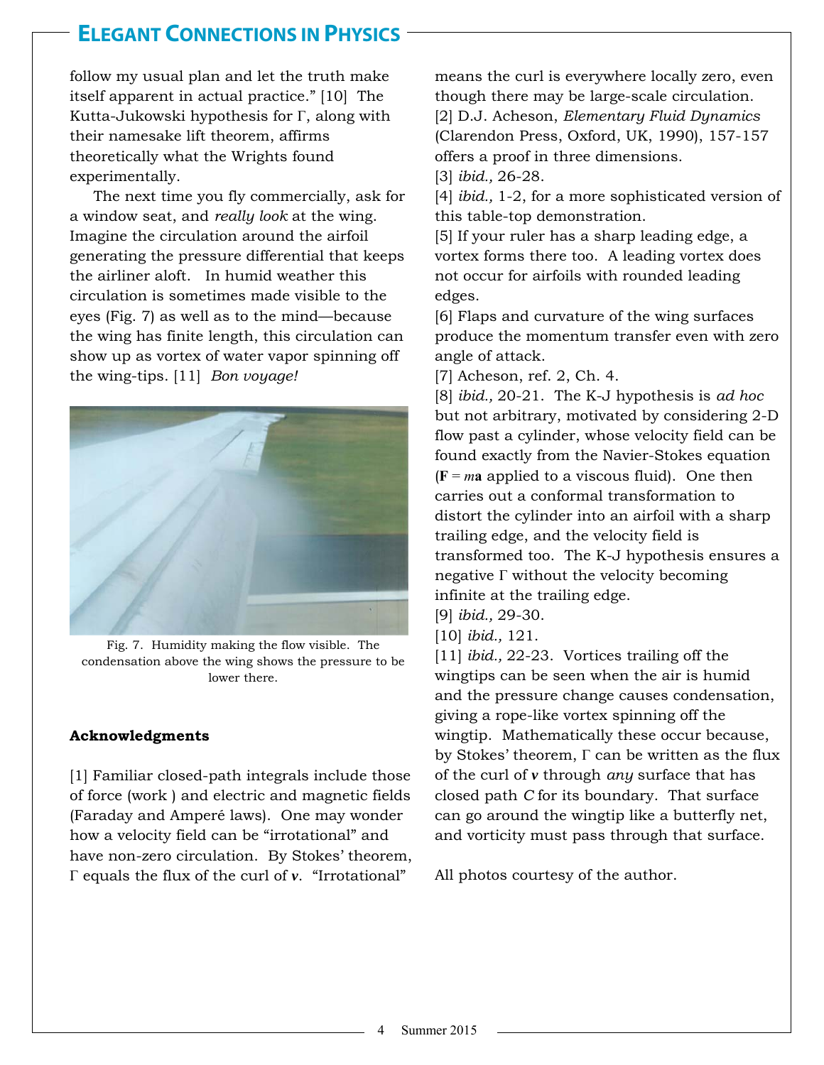follow my usual plan and let the truth make itself apparent in actual practice." [10] The Kutta-Jukowski hypothesis for Γ, along with their namesake lift theorem, affirms theoretically what the Wrights found experimentally.

The next time you fly commercially, ask for a window seat, and *really look* at the wing. Imagine the circulation around the airfoil generating the pressure differential that keeps the airliner aloft. In humid weather this circulation is sometimes made visible to the eyes (Fig. 7) as well as to the mind—because the wing has finite length, this circulation can show up as vortex of water vapor spinning off the wing-tips. [11] *Bon voyage!*

Fig. 7. Humidity making the flow visible. The condensation above the wing shows the pressure to be lower there.

**Acknowledgments**

[1] Familiar closed-path integrals include those of force (work ) and electric and magnetic fields (Faraday and Amperé laws). One may wonder how a velocity field can be "irrotational" and have non-zero circulation. By Stokes' theorem, Γ equals the flux of the curl of $\mathbf{v}$. "Irrotational" means the curl is everywhere locally zero, even though there may be large-scale circulation.

[2] D.J. Acheson, *Elementary Fluid Dynamics* (Clarendon Press, Oxford, UK, 1990), 157-157 offers a proof in three dimensions.

[3] *ibid.,* 26-28.

[4] *ibid.,* 1-2, for a more sophisticated version of this table-top demonstration.

[5] If your ruler has a sharp leading edge, a vortex forms there too. A leading vortex does not occur for airfoils with rounded leading edges.

[6] Flaps and curvature of the wing surfaces produce the momentum transfer even with zero angle of attack.

[7] Acheson, ref. 2, Ch. 4.

[8] *ibid.,* 20-21. The K-J hypothesis is *ad hoc* but not arbitrary, motivated by considering 2-D flow past a cylinder, whose velocity field can be found exactly from the Navier-Stokes equation ($\mathbf{F} = m\mathbf{a}$ applied to a viscous fluid). One then carries out a conformal transformation to distort the cylinder into an airfoil with a sharp trailing edge, and the velocity field is transformed too. The K-J hypothesis ensures a negative Γ without the velocity becoming infinite at the trailing edge.

[9] *ibid.,* 29-30.

[10] *ibid.,* 121.

[11] *ibid.,* 22-23. Vortices trailing off the wingtips can be seen when the air is humid and the pressure change causes condensation, giving a rope-like vortex spinning off the wingtip. Mathematically these occur because, by Stokes' theorem, Γ can be written as the flux of the curl of $\mathbf{v}$ through *any* surface that has closed path $C$ for its boundary. That surface can go around the wingtip like a butterfly net, and vorticity must pass through that surface.

All photos courtesy of the author.